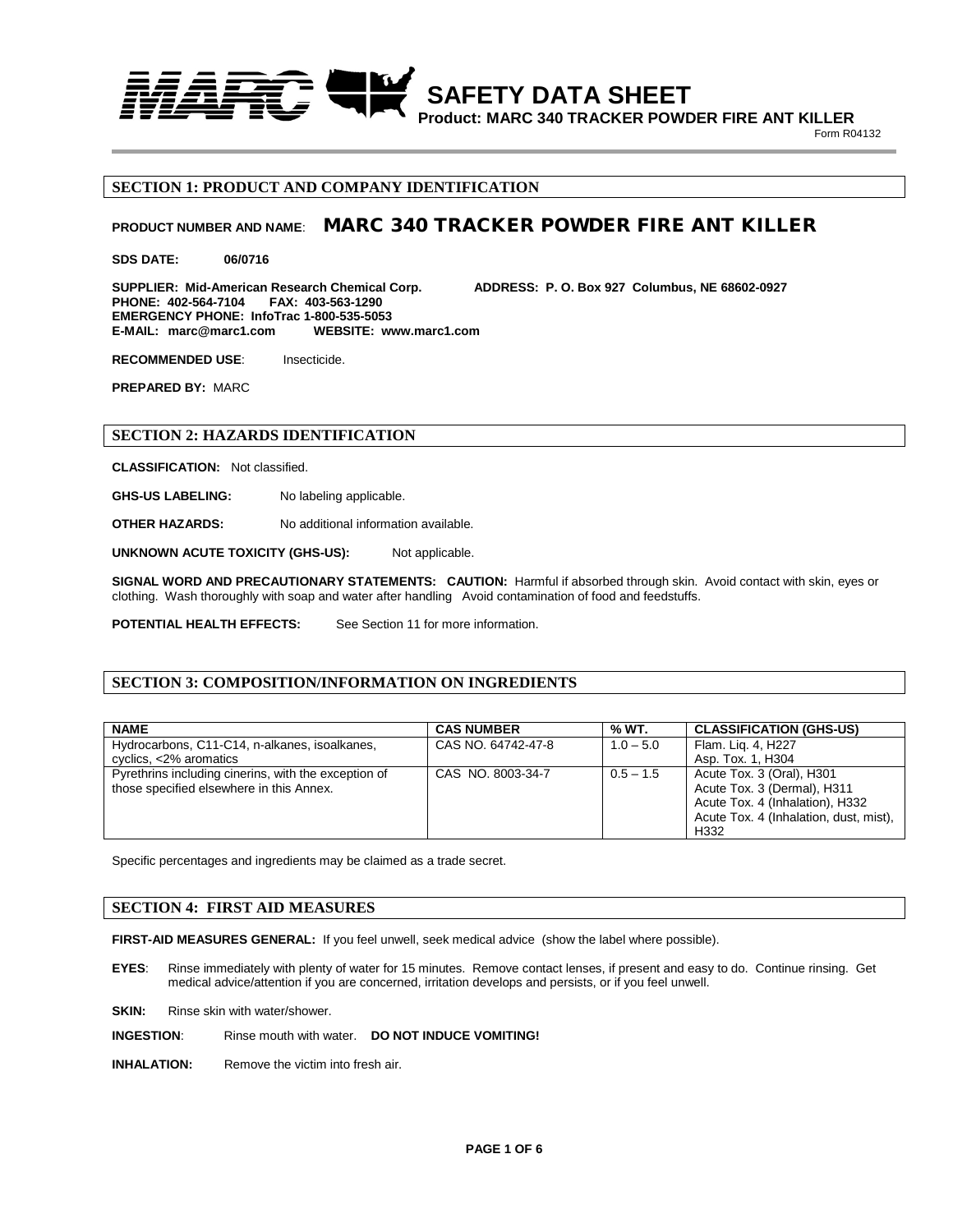# SAFETY DATA SHEET

**Product: MARC 340 TRACKER POWDER FIRE ANT KILLER**

Form R04132

## SECTION 1: PRODUCT AND COMPANY IDENTIFICATION

**PRODUCT NUMBER AND NAME**: **MARC 340 TRACKER POWDER FIRE ANT KILLER**

**SDS DATE: 06/0716**

**SUPPLIER: Mid-American Research Chemical Corp.** **ADDRESS: P. O. Box 927 Columbus, NE 68602-0927**
**PHONE: 402-564-7104 FAX: 403-563-1290**
**EMERGENCY PHONE: InfoTrac 1-800-535-5053**
**E-MAIL: marc@marc1.com WEBSITE: www.marc1.com**

**RECOMMENDED USE**: Insecticide.

**PREPARED BY:** MARC

## SECTION 2: HAZARDS IDENTIFICATION

**CLASSIFICATION:** Not classified.

**GHS-US LABELING:** No labeling applicable.

**OTHER HAZARDS:** No additional information available.

**UNKNOWN ACUTE TOXICITY (GHS-US):** Not applicable.

**SIGNAL WORD AND PRECAUTIONARY STATEMENTS: CAUTION:** Harmful if absorbed through skin. Avoid contact with skin, eyes or clothing. Wash thoroughly with soap and water after handling Avoid contamination of food and feedstuffs.

**POTENTIAL HEALTH EFFECTS:** See Section 11 for more information.

## SECTION 3: COMPOSITION/INFORMATION ON INGREDIENTS

| NAME | CAS NUMBER | % WT. | CLASSIFICATION (GHS-US) |
|---|---|---|---|
| Hydrocarbons, C11-C14, n-alkanes, isoalkanes, cyclics, <2% aromatics | CAS NO. 64742-47-8 | 1.0 – 5.0 | Flam. Liq. 4, H227<br>Asp. Tox. 1, H304 |
| Pyrethrins including cinerins, with the exception of those specified elsewhere in this Annex. | CAS NO. 8003-34-7 | 0.5 – 1.5 | Acute Tox. 3 (Oral), H301<br>Acute Tox. 3 (Dermal), H311<br>Acute Tox. 4 (Inhalation), H332<br>Acute Tox. 4 (Inhalation, dust, mist), H332 |

Specific percentages and ingredients may be claimed as a trade secret.

## SECTION 4: FIRST AID MEASURES

**FIRST-AID MEASURES GENERAL:** If you feel unwell, seek medical advice (show the label where possible).

**EYES**: Rinse immediately with plenty of water for 15 minutes. Remove contact lenses, if present and easy to do. Continue rinsing. Get medical advice/attention if you are concerned, irritation develops and persists, or if you feel unwell.

**SKIN:** Rinse skin with water/shower.

**INGESTION**: Rinse mouth with water. **DO NOT INDUCE VOMITING!**

**INHALATION:** Remove the victim into fresh air.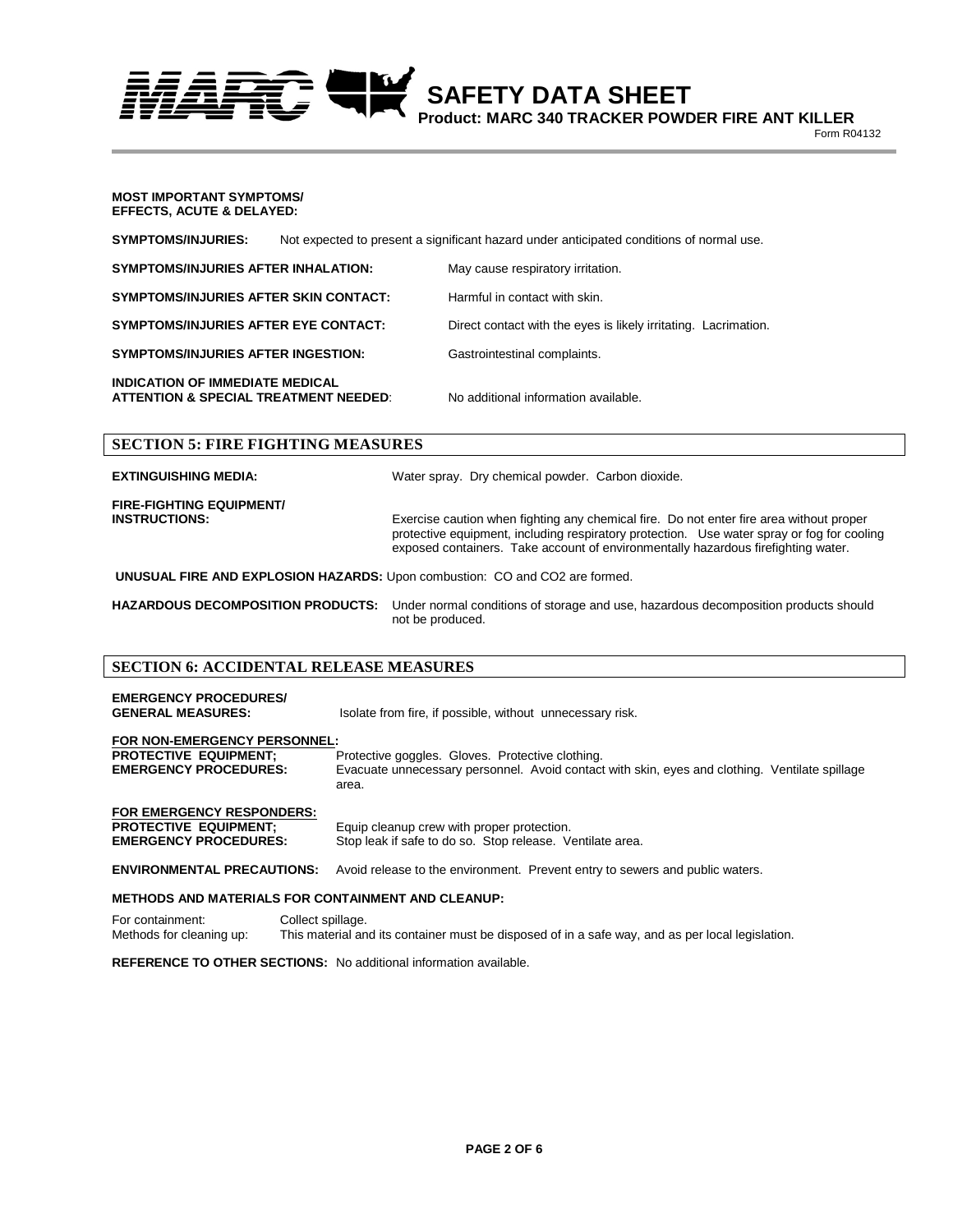**MOST IMPORTANT SYMPTOMS/ EFFECTS, ACUTE & DELAYED:**

**SYMPTOMS/INJURIES:** Not expected to present a significant hazard under anticipated conditions of normal use.

**SYMPTOMS/INJURIES AFTER INHALATION:** May cause respiratory irritation.

**SYMPTOMS/INJURIES AFTER SKIN CONTACT:** Harmful in contact with skin.

**SYMPTOMS/INJURIES AFTER EYE CONTACT:** Direct contact with the eyes is likely irritating. Lacrimation.

**SYMPTOMS/INJURIES AFTER INGESTION:** Gastrointestinal complaints.

**INDICATION OF IMMEDIATE MEDICAL ATTENTION & SPECIAL TREATMENT NEEDED:** No additional information available.

## SECTION 5: FIRE FIGHTING MEASURES

**EXTINGUISHING MEDIA:** Water spray. Dry chemical powder. Carbon dioxide.

**FIRE-FIGHTING EQUIPMENT/ INSTRUCTIONS:** Exercise caution when fighting any chemical fire. Do not enter fire area without proper protective equipment, including respiratory protection. Use water spray or fog for cooling exposed containers. Take account of environmentally hazardous firefighting water.

**UNUSUAL FIRE AND EXPLOSION HAZARDS:** Upon combustion: CO and $CO_2$ are formed.

**HAZARDOUS DECOMPOSITION PRODUCTS:** Under normal conditions of storage and use, hazardous decomposition products should not be produced.

## SECTION 6: ACCIDENTAL RELEASE MEASURES

**EMERGENCY PROCEDURES/ GENERAL MEASURES:** Isolate from fire, if possible, without unnecessary risk.

**FOR NON-EMERGENCY PERSONNEL:**

**PROTECTIVE EQUIPMENT;** Protective goggles. Gloves. Protective clothing.

**EMERGENCY PROCEDURES:** Evacuate unnecessary personnel. Avoid contact with skin, eyes and clothing. Ventilate spillage area.

**FOR EMERGENCY RESPONDERS:**

**PROTECTIVE EQUIPMENT;** Equip cleanup crew with proper protection.

**EMERGENCY PROCEDURES:** Stop leak if safe to do so. Stop release. Ventilate area.

**ENVIRONMENTAL PRECAUTIONS:** Avoid release to the environment. Prevent entry to sewers and public waters.

**METHODS AND MATERIALS FOR CONTAINMENT AND CLEANUP:**

For containment: Collect spillage.

Methods for cleaning up: This material and its container must be disposed of in a safe way, and as per local legislation.

**REFERENCE TO OTHER SECTIONS:** No additional information available.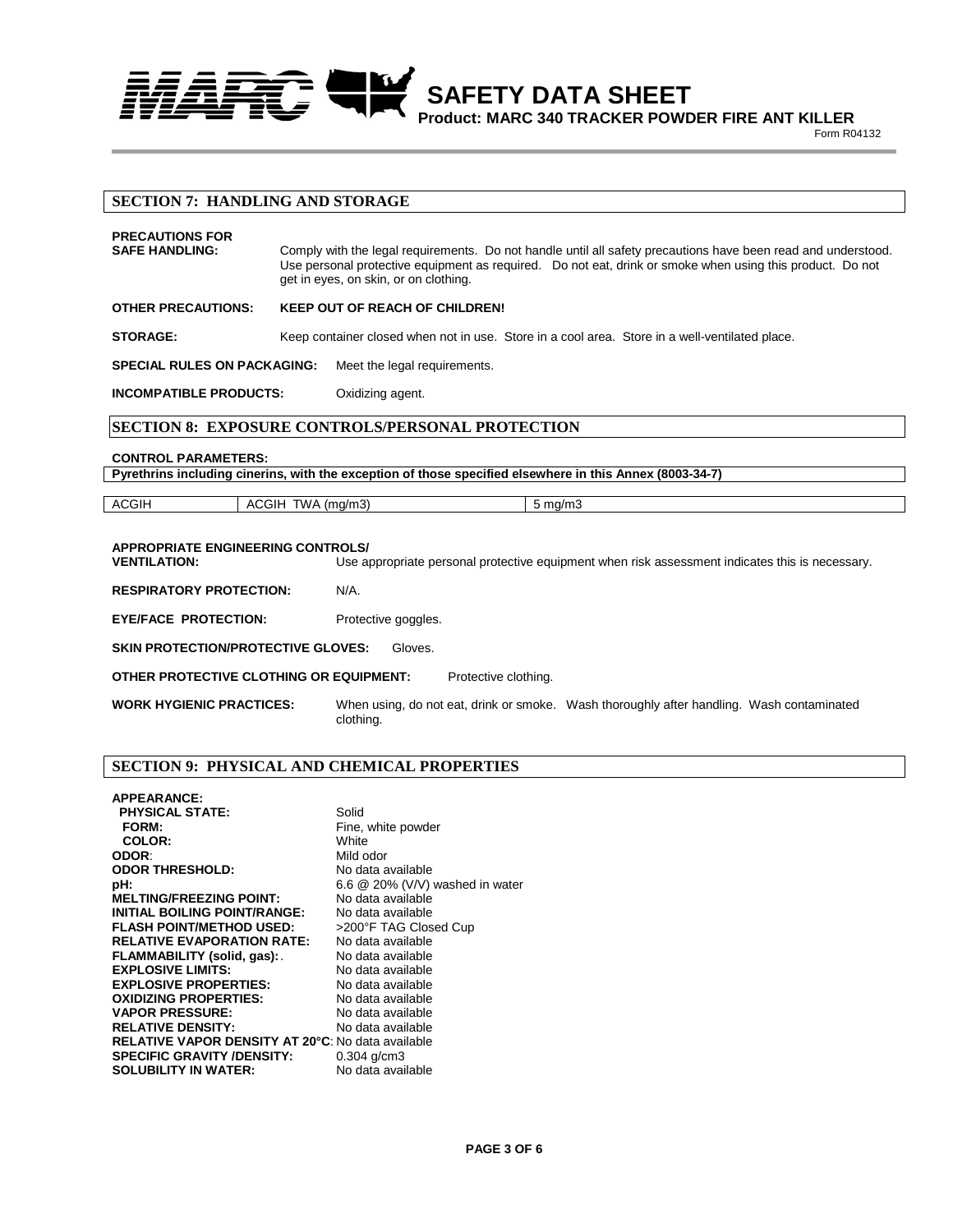## SECTION 7: HANDLING AND STORAGE

**PRECAUTIONS FOR SAFE HANDLING:** Comply with the legal requirements. Do not handle until all safety precautions have been read and understood. Use personal protective equipment as required. Do not eat, drink or smoke when using this product. Do not get in eyes, on skin, or on clothing.

**OTHER PRECAUTIONS:** **KEEP OUT OF REACH OF CHILDREN!**

**STORAGE:** Keep container closed when not in use. Store in a cool area. Store in a well-ventilated place.

**SPECIAL RULES ON PACKAGING:** Meet the legal requirements.

**INCOMPATIBLE PRODUCTS:** Oxidizing agent.

## SECTION 8: EXPOSURE CONTROLS/PERSONAL PROTECTION

**CONTROL PARAMETERS:**

| Pyrethrins including cinerins, with the exception of those specified elsewhere in this Annex (8003-34-7) | | |
|---|---|---|
| ACGIH | ACGIH TWA (mg/m3) | 5 mg/m3 |

**APPROPRIATE ENGINEERING CONTROLS/ VENTILATION:** Use appropriate personal protective equipment when risk assessment indicates this is necessary.

**RESPIRATORY PROTECTION:** N/A.

**EYE/FACE PROTECTION:** Protective goggles.

**SKIN PROTECTION/PROTECTIVE GLOVES:** Gloves.

**OTHER PROTECTIVE CLOTHING OR EQUIPMENT:** Protective clothing.

**WORK HYGIENIC PRACTICES:** When using, do not eat, drink or smoke. Wash thoroughly after handling. Wash contaminated clothing.

## SECTION 9: PHYSICAL AND CHEMICAL PROPERTIES

**APPEARANCE:**
- **PHYSICAL STATE:** Solid
- **FORM:** Fine, white powder
- **COLOR:** White

**ODOR:** Mild odor
**ODOR THRESHOLD:** No data available
**pH:** 6.6 @ 20% (V/V) washed in water
**MELTING/FREEZING POINT:** No data available
**INITIAL BOILING POINT/RANGE:** No data available
**FLASH POINT/METHOD USED:** >200°F TAG Closed Cup
**RELATIVE EVAPORATION RATE:** No data available
**FLAMMABILITY (solid, gas):** No data available
**EXPLOSIVE LIMITS:** No data available
**EXPLOSIVE PROPERTIES:** No data available
**OXIDIZING PROPERTIES:** No data available
**VAPOR PRESSURE:** No data available
**RELATIVE DENSITY:** No data available
**RELATIVE VAPOR DENSITY AT 20°C:** No data available
**SPECIFIC GRAVITY /DENSITY:** 0.304 g/cm3
**SOLUBILITY IN WATER:** No data available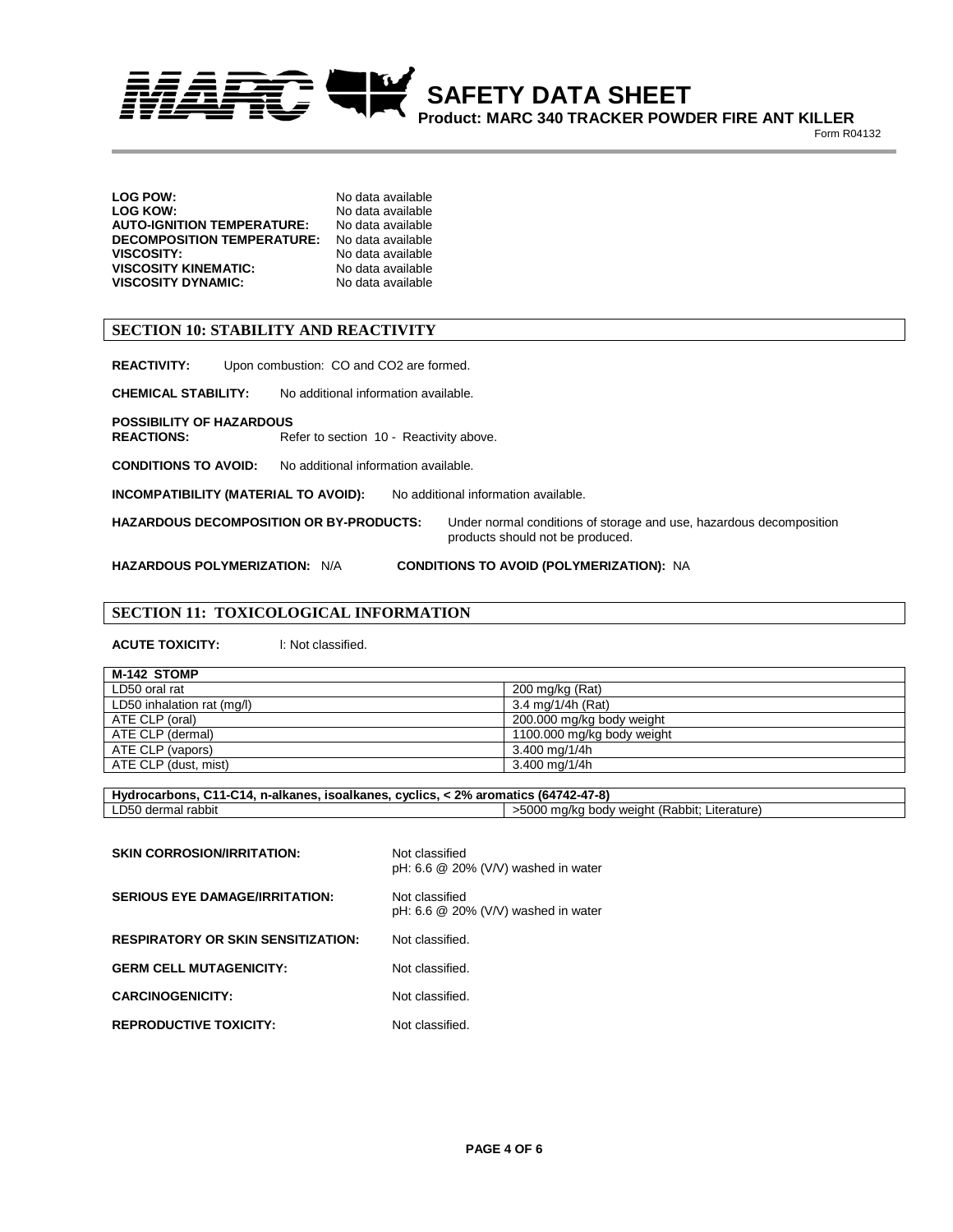**LOG POW:** No data available
**LOG KOW:** No data available
**AUTO-IGNITION TEMPERATURE:** No data available
**DECOMPOSITION TEMPERATURE:** No data available
**VISCOSITY:** No data available
**VISCOSITY KINEMATIC:** No data available
**VISCOSITY DYNAMIC:** No data available

## SECTION 10: STABILITY AND REACTIVITY

**REACTIVITY:** Upon combustion: CO and $CO_2$ are formed.

**CHEMICAL STABILITY:** No additional information available.

**POSSIBILITY OF HAZARDOUS REACTIONS:** Refer to section 10 - Reactivity above.

**CONDITIONS TO AVOID:** No additional information available.

**INCOMPATIBILITY (MATERIAL TO AVOID):** No additional information available.

**HAZARDOUS DECOMPOSITION OR BY-PRODUCTS:** Under normal conditions of storage and use, hazardous decomposition products should not be produced.

**HAZARDOUS POLYMERIZATION:** N/A **CONDITIONS TO AVOID (POLYMERIZATION):** NA

## SECTION 11: TOXICOLOGICAL INFORMATION

**ACUTE TOXICITY:** I: Not classified.

| M-142 STOMP | |
|---|---|
| LD50 oral rat | 200 mg/kg (Rat) |
| LD50 inhalation rat (mg/l) | 3.4 mg/1/4h (Rat) |
| ATE CLP (oral) | 200.000 mg/kg body weight |
| ATE CLP (dermal) | 1100.000 mg/kg body weight |
| ATE CLP (vapors) | 3.400 mg/1/4h |
| ATE CLP (dust, mist) | 3.400 mg/1/4h |

| Hydrocarbons, C11-C14, n-alkanes, isoalkanes, cyclics, < 2% aromatics (64742-47-8) | |
|---|---|
| LD50 dermal rabbit | >5000 mg/kg body weight (Rabbit; Literature) |

**SKIN CORROSION/IRRITATION:** Not classified
pH: 6.6 @ 20% (V/V) washed in water

**SERIOUS EYE DAMAGE/IRRITATION:** Not classified
pH: 6.6 @ 20% (V/V) washed in water

**RESPIRATORY OR SKIN SENSITIZATION:** Not classified.

**GERM CELL MUTAGENICITY:** Not classified.

**CARCINOGENICITY:** Not classified.

**REPRODUCTIVE TOXICITY:** Not classified.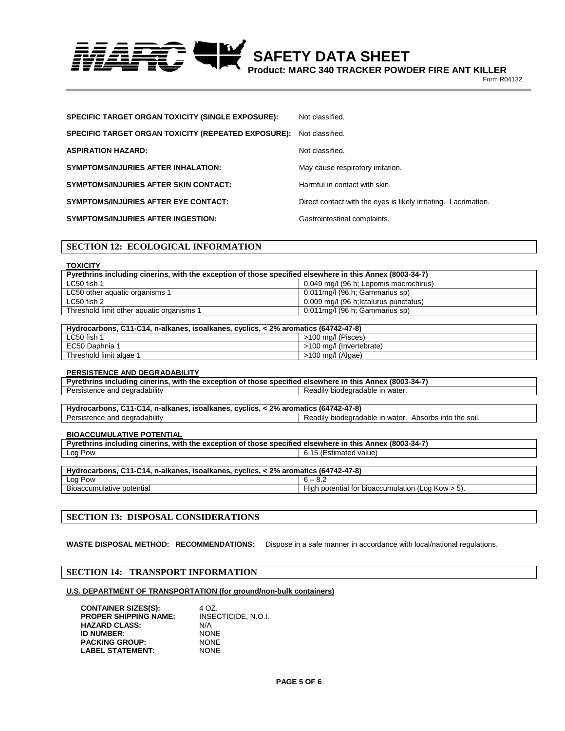**SPECIFIC TARGET ORGAN TOXICITY (SINGLE EXPOSURE):** Not classified.

**SPECIFIC TARGET ORGAN TOXICITY (REPEATED EXPOSURE):** Not classified.

**ASPIRATION HAZARD:** Not classified.

**SYMPTOMS/INJURIES AFTER INHALATION:** May cause respiratory irritation.

**SYMPTOMS/INJURIES AFTER SKIN CONTACT:** Harmful in contact with skin.

**SYMPTOMS/INJURIES AFTER EYE CONTACT:** Direct contact with the eyes is likely irritating. Lacrimation.

**SYMPTOMS/INJURIES AFTER INGESTION:** Gastrointestinal complaints.

## SECTION 12: ECOLOGICAL INFORMATION

**TOXICITY**

| Pyrethrins including cinerins, with the exception of those specified elsewhere in this Annex (8003-34-7) | |
|---|---|
| LC50 fish 1 | 0.049 mg/l (96 h; Lepomis macrochirus) |
| LC50 other aquatic organisms 1 | 0.011mg/l (96 h; Gammarius sp) |
| LC50 fish 2 | 0.009 mg/l (96 h;Ictalurus punctatus) |
| Threshold limit other aquatic organisms 1 | 0.011mg/l (96 h; Gammarius sp) |

| Hydrocarbons, C11-C14, n-alkanes, isoalkanes, cyclics, < 2% aromatics (64742-47-8) | |
|---|---|
| LC50 fish 1 | >100 mg/l (Pisces) |
| EC50 Daphnia 1 | >100 mg/l (Invertebrate) |
| Threshold limit algae 1 | >100 mg/l (Algae) |

**PERSISTENCE AND DEGRADABILITY**

| Pyrethrins including cinerins, with the exception of those specified elsewhere in this Annex (8003-34-7) | |
|---|---|
| Persistence and degradability | Readily biodegradable in water. |

| Hydrocarbons, C11-C14, n-alkanes, isoalkanes, cyclics, < 2% aromatics (64742-47-8) | |
|---|---|
| Persistence and degradability | Readily biodegradable in water. Absorbs into the soil. |

**BIOACCUMULATIVE POTENTIAL**

| Pyrethrins including cinerins, with the exception of those specified elsewhere in this Annex (8003-34-7) | |
|---|---|
| Log Pow | 6.15 (Estimated value) |

| Hydrocarbons, C11-C14, n-alkanes, isoalkanes, cyclics, < 2% aromatics (64742-47-8) | |
|---|---|
| Log Pow | 6 – 8.2 |
| Bioaccumulative potential | High potential for bioaccumulation (Log Kow > 5). |

## SECTION 13: DISPOSAL CONSIDERATIONS

**WASTE DISPOSAL METHOD: RECOMMENDATIONS:** Dispose in a safe manner in accordance with local/national regulations.

## SECTION 14: TRANSPORT INFORMATION

**U.S. DEPARTMENT OF TRANSPORTATION (for ground/non-bulk containers)**

**CONTAINER SIZES(S):** 4 OZ.
**PROPER SHIPPING NAME:** INSECTICIDE, N.O.I.
**HAZARD CLASS:** N/A
**ID NUMBER:** NONE
**PACKING GROUP:** NONE
**LABEL STATEMENT:** NONE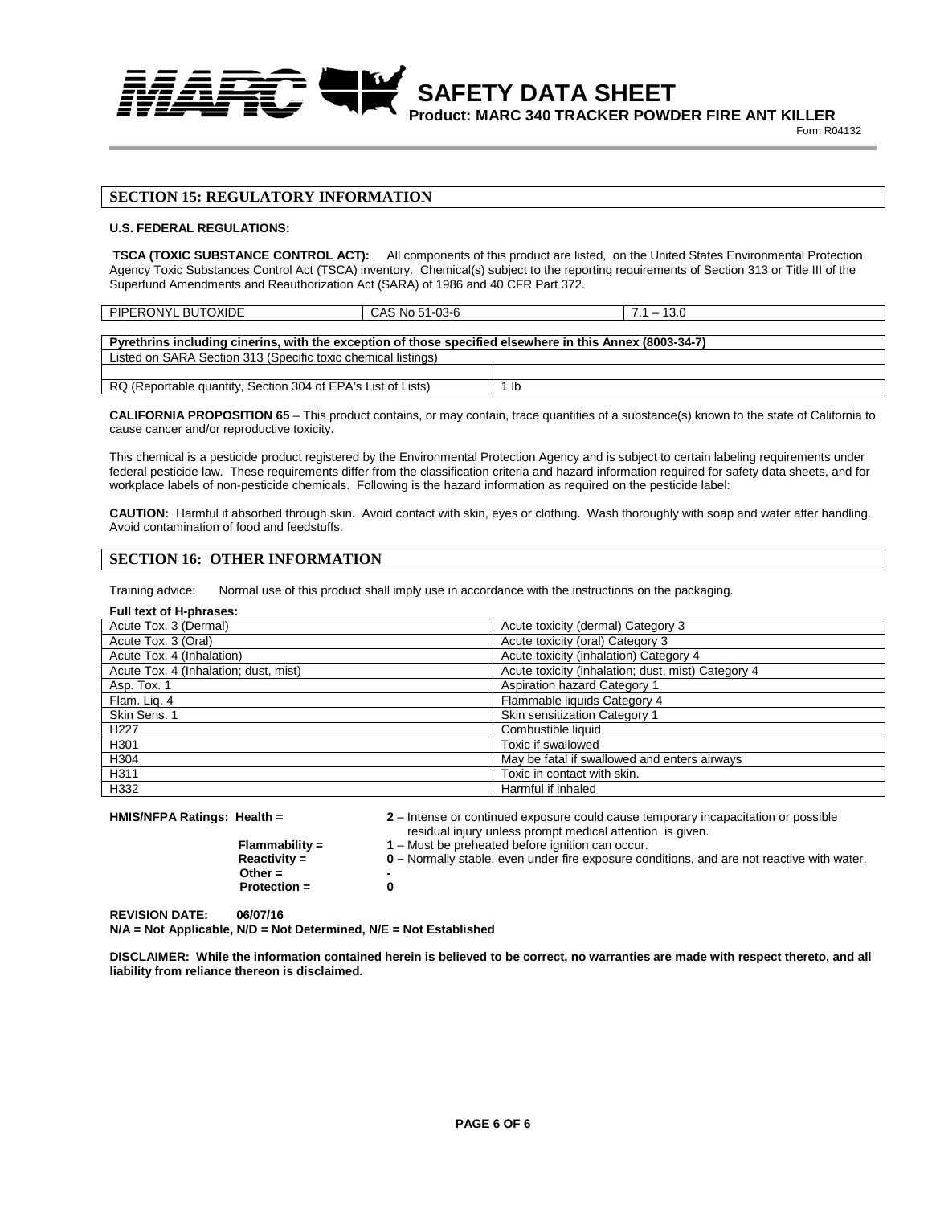## SECTION 15: REGULATORY INFORMATION

**U.S. FEDERAL REGULATIONS:**

**TSCA (TOXIC SUBSTANCE CONTROL ACT):** All components of this product are listed, on the United States Environmental Protection Agency Toxic Substances Control Act (TSCA) inventory. Chemical(s) subject to the reporting requirements of Section 313 or Title III of the Superfund Amendments and Reauthorization Act (SARA) of 1986 and 40 CFR Part 372.

| | | |
|---|---|---|
| PIPERONYL BUTOXIDE | CAS No 51-03-6 | 7.1 – 13.0 |

| | |
|---|---|
| **Pyrethrins including cinerins, with the exception of those specified elsewhere in this Annex (8003-34-7)** | |
| Listed on SARA Section 313 (Specific toxic chemical listings) | |
| | |
| RQ (Reportable quantity, Section 304 of EPA's List of Lists) | 1 lb |

**CALIFORNIA PROPOSITION 65** – This product contains, or may contain, trace quantities of a substance(s) known to the state of California to cause cancer and/or reproductive toxicity.

This chemical is a pesticide product registered by the Environmental Protection Agency and is subject to certain labeling requirements under federal pesticide law. These requirements differ from the classification criteria and hazard information required for safety data sheets, and for workplace labels of non-pesticide chemicals. Following is the hazard information as required on the pesticide label:

**CAUTION:** Harmful if absorbed through skin. Avoid contact with skin, eyes or clothing. Wash thoroughly with soap and water after handling. Avoid contamination of food and feedstuffs.

## SECTION 16: OTHER INFORMATION

Training advice: Normal use of this product shall imply use in accordance with the instructions on the packaging.

**Full text of H-phrases:**

| | |
|---|---|
| Acute Tox. 3 (Dermal) | Acute toxicity (dermal) Category 3 |
| Acute Tox. 3 (Oral) | Acute toxicity (oral) Category 3 |
| Acute Tox. 4 (Inhalation) | Acute toxicity (inhalation) Category 4 |
| Acute Tox. 4 (Inhalation; dust, mist) | Acute toxicity (inhalation; dust, mist) Category 4 |
| Asp. Tox. 1 | Aspiration hazard Category 1 |
| Flam. Liq. 4 | Flammable liquids Category 4 |
| Skin Sens. 1 | Skin sensitization Category 1 |
| H227 | Combustible liquid |
| H301 | Toxic if swallowed |
| H304 | May be fatal if swallowed and enters airways |
| H311 | Toxic in contact with skin. |
| H332 | Harmful if inhaled |

**HMIS/NFPA Ratings: Health =** **2** – Intense or continued exposure could cause temporary incapacitation or possible residual injury unless prompt medical attention is given.
**Flammability =** **1** – Must be preheated before ignition can occur.
**Reactivity =** **0 –** Normally stable, even under fire exposure conditions, and are not reactive with water.
**Other =** **-**
**Protection =** **0**

**REVISION DATE: 06/07/16**
**N/A = Not Applicable, N/D = Not Determined, N/E = Not Established**

**DISCLAIMER: While the information contained herein is believed to be correct, no warranties are made with respect thereto, and all liability from reliance thereon is disclaimed.**